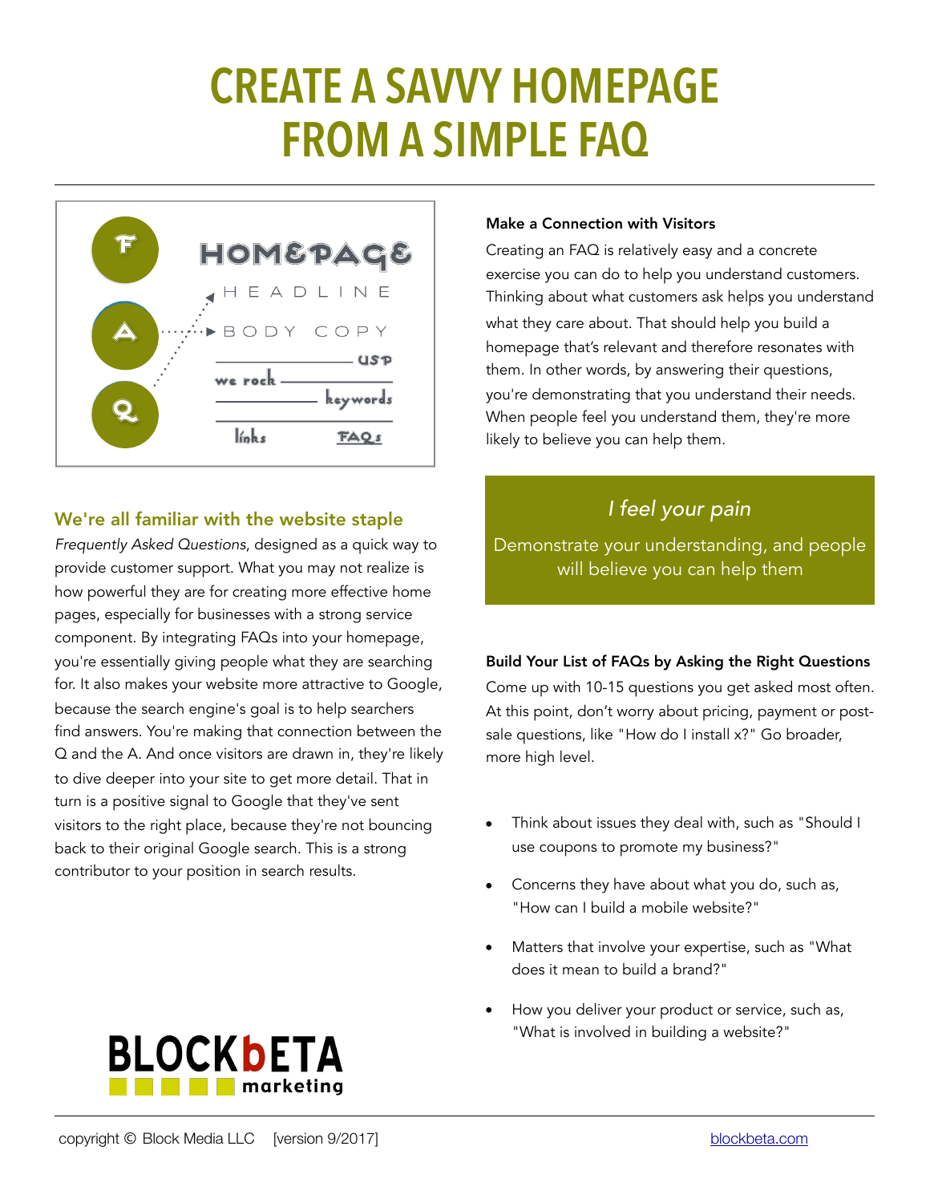# CREATE A SAVVY HOMEPAGE FROM A SIMPLE FAQ

### We're all familiar with the website staple

*Frequently Asked Questions*, designed as a quick way to provide customer support. What you may not realize is how powerful they are for creating more effective home pages, especially for businesses with a strong service component. By integrating FAQs into your homepage, you're essentially giving people what they are searching for. It also makes your website more attractive to Google, because the search engine's goal is to help searchers find answers. You're making that connection between the Q and the A. And once visitors are drawn in, they're likely to dive deeper into your site to get more detail. That in turn is a positive signal to Google that they've sent visitors to the right place, because they're not bouncing back to their original Google search. This is a strong contributor to your position in search results.

**Make a Connection with Visitors**

Creating an FAQ is relatively easy and a concrete exercise you can do to help you understand customers. Thinking about what customers ask helps you understand what they care about. That should help you build a homepage that's relevant and therefore resonates with them. In other words, by answering their questions, you're demonstrating that you understand their needs. When people feel you understand them, they're more likely to believe you can help them.

> *I feel your pain*
>
> Demonstrate your understanding, and people will believe you can help them

**Build Your List of FAQs by Asking the Right Questions**

Come up with 10-15 questions you get asked most often. At this point, don't worry about pricing, payment or post-sale questions, like "How do I install x?" Go broader, more high level.

- Think about issues they deal with, such as "Should I use coupons to promote my business?"
- Concerns they have about what you do, such as, "How can I build a mobile website?"
- Matters that involve your expertise, such as "What does it mean to build a brand?"
- How you deliver your product or service, such as, "What is involved in building a website?"

BLOCKbETA marketing

copyright © Block Media LLC [version 9/2017] blockbeta.com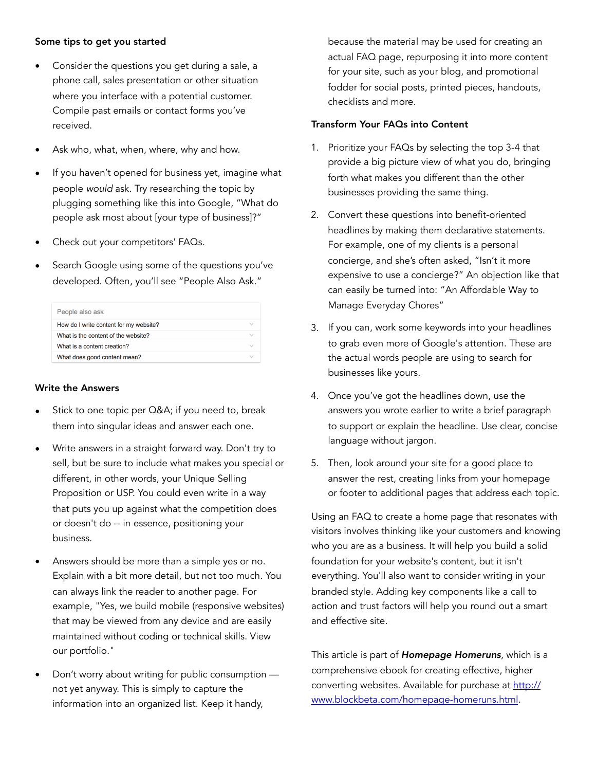**Some tips to get you started**

- Consider the questions you get during a sale, a phone call, sales presentation or other situation where you interface with a potential customer. Compile past emails or contact forms you've received.
- Ask who, what, when, where, why and how.
- If you haven't opened for business yet, imagine what people *would* ask. Try researching the topic by plugging something like this into Google, "What do people ask most about [your type of business]?"
- Check out your competitors' FAQs.
- Search Google using some of the questions you've developed. Often, you'll see "People Also Ask."

People also ask
How do I write content for my website?
What is the content of the website?
What is a content creation?
What does good content mean?

**Write the Answers**

- Stick to one topic per Q&A; if you need to, break them into singular ideas and answer each one.
- Write answers in a straight forward way. Don't try to sell, but be sure to include what makes you special or different, in other words, your Unique Selling Proposition or USP. You could even write in a way that puts you up against what the competition does or doesn't do -- in essence, positioning your business.
- Answers should be more than a simple yes or no. Explain with a bit more detail, but not too much. You can always link the reader to another page. For example, "Yes, we build mobile (responsive websites) that may be viewed from any device and are easily maintained without coding or technical skills. View our portfolio."
- Don't worry about writing for public consumption — not yet anyway. This is simply to capture the information into an organized list. Keep it handy, because the material may be used for creating an actual FAQ page, repurposing it into more content for your site, such as your blog, and promotional fodder for social posts, printed pieces, handouts, checklists and more.

**Transform Your FAQs into Content**

1. Prioritize your FAQs by selecting the top 3-4 that provide a big picture view of what you do, bringing forth what makes you different than the other businesses providing the same thing.
2. Convert these questions into benefit-oriented headlines by making them declarative statements. For example, one of my clients is a personal concierge, and she's often asked, "Isn't it more expensive to use a concierge?" An objection like that can easily be turned into: "An Affordable Way to Manage Everyday Chores"
3. If you can, work some keywords into your headlines to grab even more of Google's attention. These are the actual words people are using to search for businesses like yours.
4. Once you've got the headlines down, use the answers you wrote earlier to write a brief paragraph to support or explain the headline. Use clear, concise language without jargon.
5. Then, look around your site for a good place to answer the rest, creating links from your homepage or footer to additional pages that address each topic.

Using an FAQ to create a home page that resonates with visitors involves thinking like your customers and knowing who you are as a business. It will help you build a solid foundation for your website's content, but it isn't everything. You'll also want to consider writing in your branded style. Adding key components like a call to action and trust factors will help you round out a smart and effective site.

This article is part of ***Homepage Homeruns***, which is a comprehensive ebook for creating effective, higher converting websites. Available for purchase at [http://www.blockbeta.com/homepage-homeruns.html](http://www.blockbeta.com/homepage-homeruns.html).